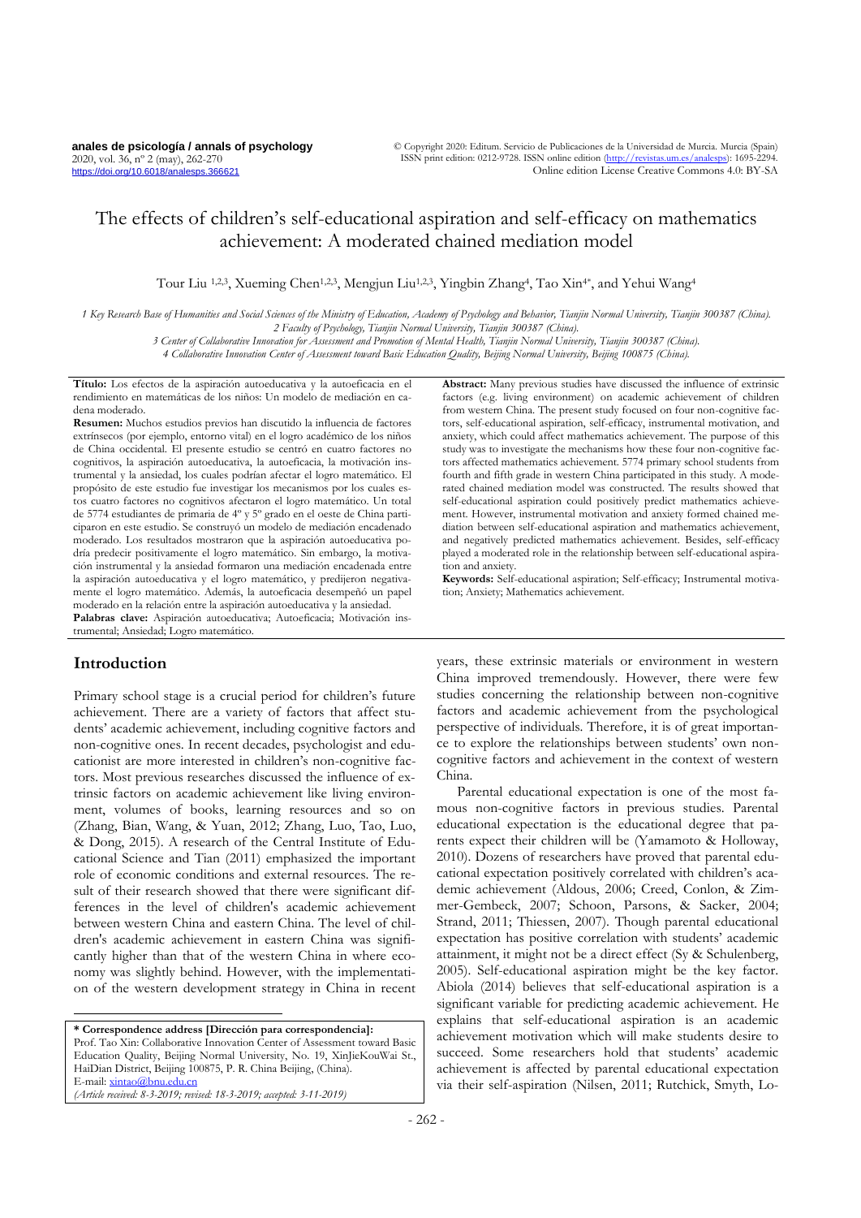# The effects of children's self-educational aspiration and self-efficacy on mathematics achievement: A moderated chained mediation model

Tour Liu [1,2,3], Xueming Chen[1,2,3], Mengjun Liu[1,2,3], Yingbin Zhang[4], Tao Xin[4*], and Yehui Wang[4]

*1 Key Research Base of Humanities and Social Sciences of the Ministry of Education, Academy of Psychology and Behavior, Tianjin Normal University, Tianjin 300387 (China).*
*2 Faculty of Psychology, Tianjin Normal University, Tianjin 300387 (China).*
*3 Center of Collaborative Innovation for Assessment and Promotion of Mental Health, Tianjin Normal University, Tianjin 300387 (China).*
*4 Collaborative Innovation Center of Assessment toward Basic Education Quality, Beijing Normal University, Beijing 100875 (China).*

**Título:** Los efectos de la aspiración autoeducativa y la autoeficacia en el rendimiento en matemáticas de los niños: Un modelo de mediación en cadena moderado.

**Resumen:** Muchos estudios previos han discutido la influencia de factores extrínsecos (por ejemplo, entorno vital) en el logro académico de los niños de China occidental. El presente estudio se centró en cuatro factores no cognitivos, la aspiración autoeducativa, la autoeficacia, la motivación instrumental y la ansiedad, los cuales podrían afectar el logro matemático. El propósito de este estudio fue investigar los mecanismos por los cuales estos cuatro factores no cognitivos afectaron el logro matemático. Un total de 5774 estudiantes de primaria de 4º y 5º grado en el oeste de China participaron en este estudio. Se construyó un modelo de mediación encadenado moderado. Los resultados mostraron que la aspiración autoeducativa podría predecir positivamente el logro matemático. Sin embargo, la motivación instrumental y la ansiedad formaron una mediación encadenada entre la aspiración autoeducativa y el logro matemático, y predijeron negativamente el logro matemático. Además, la autoeficacia desempeñó un papel moderado en la relación entre la aspiración autoeducativa y la ansiedad.

**Palabras clave:** Aspiración autoeducativa; Autoeficacia; Motivación instrumental; Ansiedad; Logro matemático.

**Abstract:** Many previous studies have discussed the influence of extrinsic factors (e.g. living environment) on academic achievement of children from western China. The present study focused on four non-cognitive factors, self-educational aspiration, self-efficacy, instrumental motivation, and anxiety, which could affect mathematics achievement. The purpose of this study was to investigate the mechanisms how these four non-cognitive factors affected mathematics achievement. 5774 primary school students from fourth and fifth grade in western China participated in this study. A moderated chained mediation model was constructed. The results showed that self-educational aspiration could positively predict mathematics achievement. However, instrumental motivation and anxiety formed chained mediation between self-educational aspiration and mathematics achievement, and negatively predicted mathematics achievement. Besides, self-efficacy played a moderated role in the relationship between self-educational aspiration and anxiety.

**Keywords:** Self-educational aspiration; Self-efficacy; Instrumental motivation; Anxiety; Mathematics achievement.

## Introduction

Primary school stage is a crucial period for children's future achievement. There are a variety of factors that affect students' academic achievement, including cognitive factors and non-cognitive ones. In recent decades, psychologist and educationist are more interested in children's non-cognitive factors. Most previous researches discussed the influence of extrinsic factors on academic achievement like living environment, volumes of books, learning resources and so on (Zhang, Bian, Wang, & Yuan, 2012; Zhang, Luo, Tao, Luo, & Dong, 2015). A research of the Central Institute of Educational Science and Tian (2011) emphasized the important role of economic conditions and external resources. The result of their research showed that there were significant differences in the level of children's academic achievement between western China and eastern China. The level of children's academic achievement in eastern China was significantly higher than that of the western China in where economy was slightly behind. However, with the implementation of the western development strategy in China in recent years, these extrinsic materials or environment in western China improved tremendously. However, there were few studies concerning the relationship between non-cognitive factors and academic achievement from the psychological perspective of individuals. Therefore, it is of great importance to explore the relationships between students' own non-cognitive factors and achievement in the context of western China.

Parental educational expectation is one of the most famous non-cognitive factors in previous studies. Parental educational expectation is the educational degree that parents expect their children will be (Yamamoto & Holloway, 2010). Dozens of researchers have proved that parental educational expectation positively correlated with children's academic achievement (Aldous, 2006; Creed, Conlon, & Zimmer-Gembeck, 2007; Schoon, Parsons, & Sacker, 2004; Strand, 2011; Thiessen, 2007). Though parental educational expectation has positive correlation with students' academic attainment, it might not be a direct effect (Sy & Schulenberg, 2005). Self-educational aspiration might be the key factor. Abiola (2014) believes that self-educational aspiration is a significant variable for predicting academic achievement. He explains that self-educational aspiration is an academic achievement motivation which will make students desire to succeed. Some researchers hold that students' academic achievement is affected by parental educational expectation via their self-aspiration (Nilsen, 2011; Rutchick, Smyth, Lo-

---

**\* Correspondence address [Dirección para correspondencia]:**
Prof. Tao Xin: Collaborative Innovation Center of Assessment toward Basic Education Quality, Beijing Normal University, No. 19, XinJieKouWai St., HaiDian District, Beijing 100875, P. R. China Beijing, (China).
E-mail: xintao@bnu.edu.cn
*(Article received: 8-3-2019; revised: 18-3-2019; accepted: 3-11-2019)*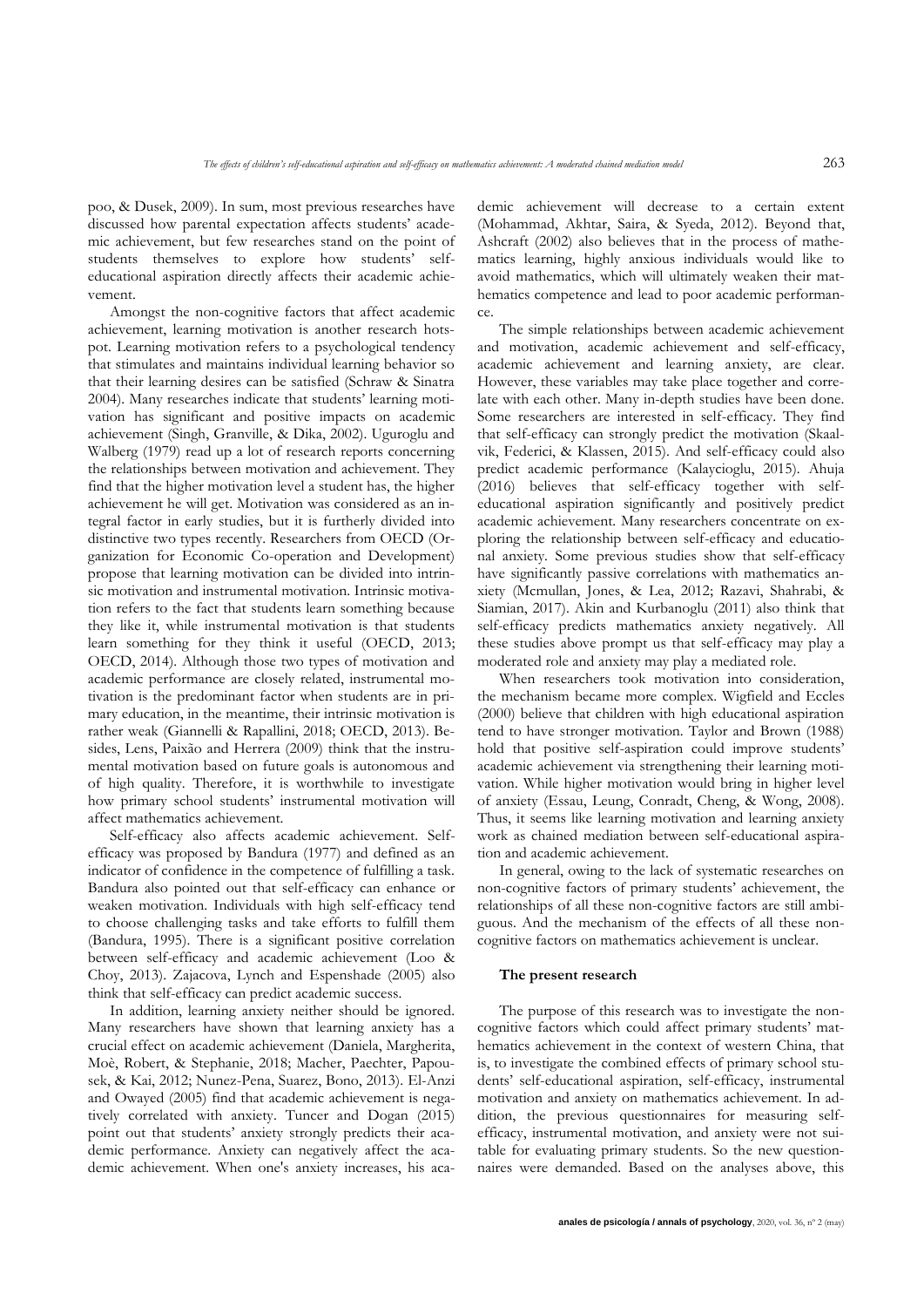poo, & Dusek, 2009). In sum, most previous researches have discussed how parental expectation affects students' academic achievement, but few researches stand on the point of students themselves to explore how students' self-educational aspiration directly affects their academic achievement.

Amongst the non-cognitive factors that affect academic achievement, learning motivation is another research hotspot. Learning motivation refers to a psychological tendency that stimulates and maintains individual learning behavior so that their learning desires can be satisfied (Schraw & Sinatra 2004). Many researches indicate that students' learning motivation has significant and positive impacts on academic achievement (Singh, Granville, & Dika, 2002). Uguroglu and Walberg (1979) read up a lot of research reports concerning the relationships between motivation and achievement. They find that the higher motivation level a student has, the higher achievement he will get. Motivation was considered as an integral factor in early studies, but it is furtherly divided into distinctive two types recently. Researchers from OECD (Organization for Economic Co-operation and Development) propose that learning motivation can be divided into intrinsic motivation and instrumental motivation. Intrinsic motivation refers to the fact that students learn something because they like it, while instrumental motivation is that students learn something for they think it useful (OECD, 2013; OECD, 2014). Although those two types of motivation and academic performance are closely related, instrumental motivation is the predominant factor when students are in primary education, in the meantime, their intrinsic motivation is rather weak (Giannelli & Rapallini, 2018; OECD, 2013). Besides, Lens, Paixão and Herrera (2009) think that the instrumental motivation based on future goals is autonomous and of high quality. Therefore, it is worthwhile to investigate how primary school students' instrumental motivation will affect mathematics achievement.

Self-efficacy also affects academic achievement. Self-efficacy was proposed by Bandura (1977) and defined as an indicator of confidence in the competence of fulfilling a task. Bandura also pointed out that self-efficacy can enhance or weaken motivation. Individuals with high self-efficacy tend to choose challenging tasks and take efforts to fulfill them (Bandura, 1995). There is a significant positive correlation between self-efficacy and academic achievement (Loo & Choy, 2013). Zajacova, Lynch and Espenshade (2005) also think that self-efficacy can predict academic success.

In addition, learning anxiety neither should be ignored. Many researchers have shown that learning anxiety has a crucial effect on academic achievement (Daniela, Margherita, Moè, Robert, & Stephanie, 2018; Macher, Paechter, Papousek, & Kai, 2012; Nunez-Pena, Suarez, Bono, 2013). El-Anzi and Owayed (2005) find that academic achievement is negatively correlated with anxiety. Tuncer and Dogan (2015) point out that students' anxiety strongly predicts their academic performance. Anxiety can negatively affect the academic achievement. When one's anxiety increases, his academic achievement will decrease to a certain extent (Mohammad, Akhtar, Saira, & Syeda, 2012). Beyond that, Ashcraft (2002) also believes that in the process of mathematics learning, highly anxious individuals would like to avoid mathematics, which will ultimately weaken their mathematics competence and lead to poor academic performance.

The simple relationships between academic achievement and motivation, academic achievement and self-efficacy, academic achievement and learning anxiety, are clear. However, these variables may take place together and correlate with each other. Many in-depth studies have been done. Some researchers are interested in self-efficacy. They find that self-efficacy can strongly predict the motivation (Skaalvik, Federici, & Klassen, 2015). And self-efficacy could also predict academic performance (Kalaycioglu, 2015). Ahuja (2016) believes that self-efficacy together with self-educational aspiration significantly and positively predict academic achievement. Many researchers concentrate on exploring the relationship between self-efficacy and educational anxiety. Some previous studies show that self-efficacy have significantly passive correlations with mathematics anxiety (Mcmullan, Jones, & Lea, 2012; Razavi, Shahrabi, & Siamian, 2017). Akin and Kurbanoglu (2011) also think that self-efficacy predicts mathematics anxiety negatively. All these studies above prompt us that self-efficacy may play a moderated role and anxiety may play a mediated role.

When researchers took motivation into consideration, the mechanism became more complex. Wigfield and Eccles (2000) believe that children with high educational aspiration tend to have stronger motivation. Taylor and Brown (1988) hold that positive self-aspiration could improve students' academic achievement via strengthening their learning motivation. While higher motivation would bring in higher level of anxiety (Essau, Leung, Conradt, Cheng, & Wong, 2008). Thus, it seems like learning motivation and learning anxiety work as chained mediation between self-educational aspiration and academic achievement.

In general, owing to the lack of systematic researches on non-cognitive factors of primary students' achievement, the relationships of all these non-cognitive factors are still ambiguous. And the mechanism of the effects of all these non-cognitive factors on mathematics achievement is unclear.

### The present research

The purpose of this research was to investigate the non-cognitive factors which could affect primary students' mathematics achievement in the context of western China, that is, to investigate the combined effects of primary school students' self-educational aspiration, self-efficacy, instrumental motivation and anxiety on mathematics achievement. In addition, the previous questionnaires for measuring self-efficacy, instrumental motivation, and anxiety were not suitable for evaluating primary students. So the new questionnaires were demanded. Based on the analyses above, this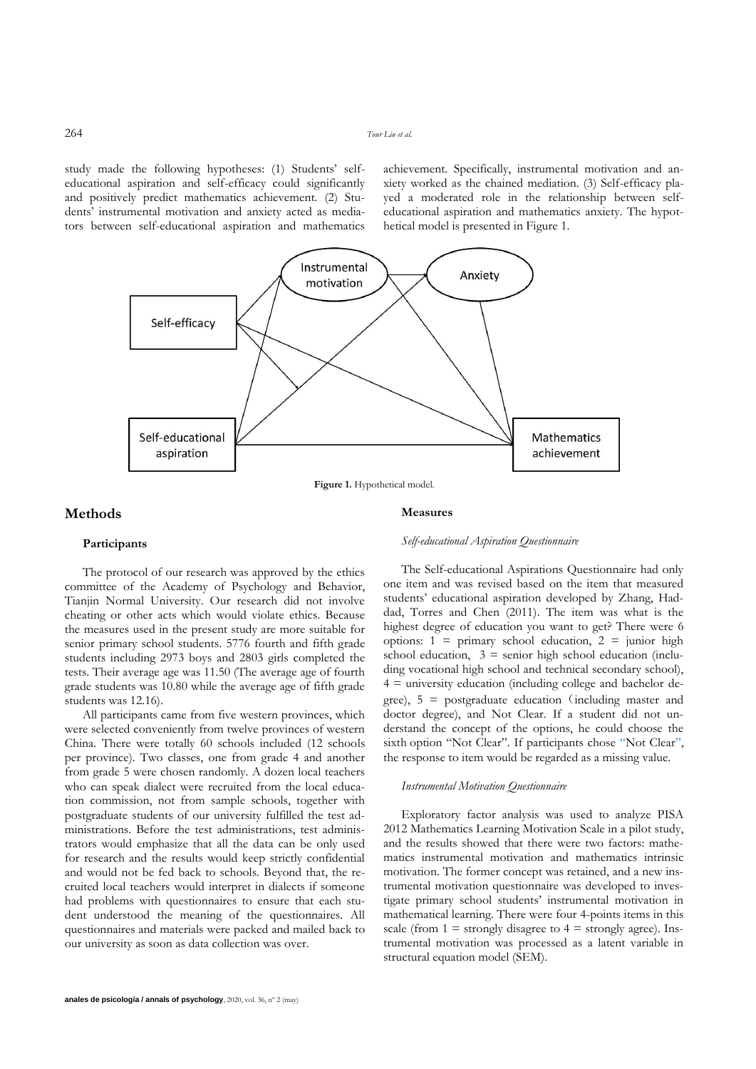study made the following hypotheses: (1) Students' self-educational aspiration and self-efficacy could significantly and positively predict mathematics achievement. (2) Students' instrumental motivation and anxiety acted as mediators between self-educational aspiration and mathematics achievement. Specifically, instrumental motivation and anxiety worked as the chained mediation. (3) Self-efficacy played a moderated role in the relationship between self-educational aspiration and mathematics anxiety. The hypothetical model is presented in Figure 1.

**Figure 1.** Hypothetical model.

## Methods

### Participants

The protocol of our research was approved by the ethics committee of the Academy of Psychology and Behavior, Tianjin Normal University. Our research did not involve cheating or other acts which would violate ethics. Because the measures used in the present study are more suitable for senior primary school students. 5776 fourth and fifth grade students including 2973 boys and 2803 girls completed the tests. Their average age was 11.50 (The average age of fourth grade students was 10.80 while the average age of fifth grade students was 12.16).

All participants came from five western provinces, which were selected conveniently from twelve provinces of western China. There were totally 60 schools included (12 schools per province). Two classes, one from grade 4 and another from grade 5 were chosen randomly. A dozen local teachers who can speak dialect were recruited from the local education commission, not from sample schools, together with postgraduate students of our university fulfilled the test administrations. Before the test administrations, test administrators would emphasize that all the data can be only used for research and the results would keep strictly confidential and would not be fed back to schools. Beyond that, the recruited local teachers would interpret in dialects if someone had problems with questionnaires to ensure that each student understood the meaning of the questionnaires. All questionnaires and materials were packed and mailed back to our university as soon as data collection was over.

### Measures

#### *Self-educational Aspiration Questionnaire*

The Self-educational Aspirations Questionnaire had only one item and was revised based on the item that measured students' educational aspiration developed by Zhang, Haddad, Torres and Chen (2011). The item was what is the highest degree of education you want to get? There were 6 options: 1 = primary school education, 2 = junior high school education, 3 = senior high school education (including vocational high school and technical secondary school), 4 = university education (including college and bachelor degree), 5 = postgraduate education（including master and doctor degree), and Not Clear. If a student did not understand the concept of the options, he could choose the sixth option "Not Clear". If participants chose "Not Clear", the response to item would be regarded as a missing value.

#### *Instrumental Motivation Questionnaire*

Exploratory factor analysis was used to analyze PISA 2012 Mathematics Learning Motivation Scale in a pilot study, and the results showed that there were two factors: mathematics instrumental motivation and mathematics intrinsic motivation. The former concept was retained, and a new instrumental motivation questionnaire was developed to investigate primary school students' instrumental motivation in mathematical learning. There were four 4-points items in this scale (from 1 = strongly disagree to 4 = strongly agree). Instrumental motivation was processed as a latent variable in structural equation model (SEM).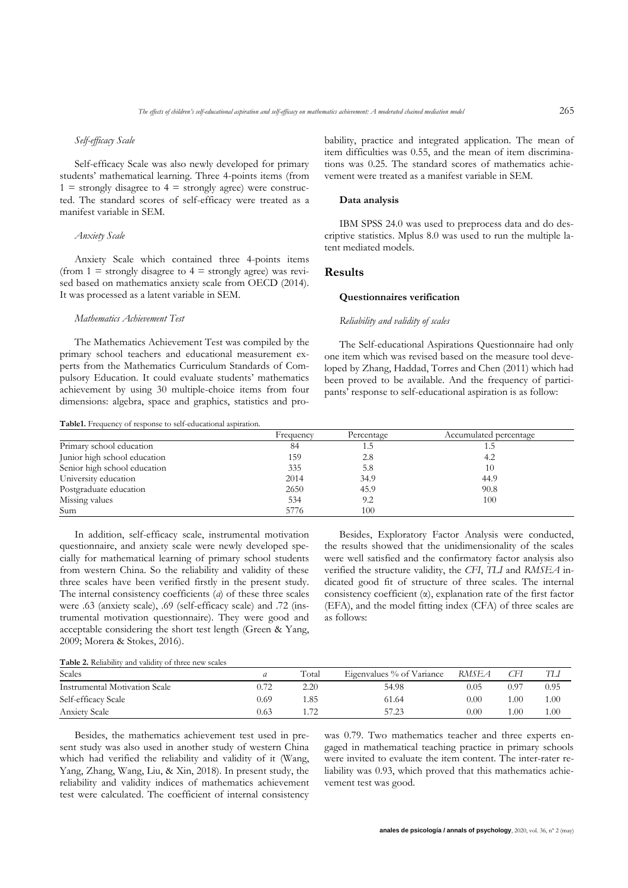*Self-efficacy Scale*

Self-efficacy Scale was also newly developed for primary students' mathematical learning. Three 4-points items (from 1 = strongly disagree to 4 = strongly agree) were constructed. The standard scores of self-efficacy were treated as a manifest variable in SEM.

*Anxiety Scale*

Anxiety Scale which contained three 4-points items (from 1 = strongly disagree to 4 = strongly agree) was revised based on mathematics anxiety scale from OECD (2014). It was processed as a latent variable in SEM.

*Mathematics Achievement Test*

The Mathematics Achievement Test was compiled by the primary school teachers and educational measurement experts from the Mathematics Curriculum Standards of Compulsory Education. It could evaluate students' mathematics achievement by using 30 multiple-choice items from four dimensions: algebra, space and graphics, statistics and probability, practice and integrated application. The mean of item difficulties was 0.55, and the mean of item discriminations was 0.25. The standard scores of mathematics achievement were treated as a manifest variable in SEM.

### Data analysis

IBM SPSS 24.0 was used to preprocess data and do descriptive statistics. Mplus 8.0 was used to run the multiple latent mediated models.

## Results

### Questionnaires verification

*Reliability and validity of scales*

The Self-educational Aspirations Questionnaire had only one item which was revised based on the measure tool developed by Zhang, Haddad, Torres and Chen (2011) which had been proved to be available. And the frequency of participants' response to self-educational aspiration is as follow:

**Table1.** Frequency of response to self-educational aspiration.

| | Frequency | Percentage | Accumulated percentage |
|---|---|---|---|
| Primary school education | 84 | 1.5 | 1.5 |
| Junior high school education | 159 | 2.8 | 4.2 |
| Senior high school education | 335 | 5.8 | 10 |
| University education | 2014 | 34.9 | 44.9 |
| Postgraduate education | 2650 | 45.9 | 90.8 |
| Missing values | 534 | 9.2 | 100 |
| Sum | 5776 | 100 | |

In addition, self-efficacy scale, instrumental motivation questionnaire, and anxiety scale were newly developed specially for mathematical learning of primary school students from western China. So the reliability and validity of these three scales have been verified firstly in the present study. The internal consistency coefficients (*a*) of these three scales were .63 (anxiety scale), .69 (self-efficacy scale) and .72 (instrumental motivation questionnaire). They were good and acceptable considering the short test length (Green & Yang, 2009; Morera & Stokes, 2016).

Besides, Exploratory Factor Analysis were conducted, the results showed that the unidimensionality of the scales were well satisfied and the confirmatory factor analysis also verified the structure validity, the *CFI*, *TLI* and *RMSEA* indicated good fit of structure of three scales. The internal consistency coefficient (α), explanation rate of the first factor (EFA), and the model fitting index (CFA) of three scales are as follows:

**Table 2.** Reliability and validity of three new scales

| Scales | *a* | Total | Eigenvalues % of Variance | *RMSEA* | *CFI* | *TLI* |
|---|---|---|---|---|---|---|
| Instrumental Motivation Scale | 0.72 | 2.20 | 54.98 | 0.05 | 0.97 | 0.95 |
| Self-efficacy Scale | 0.69 | 1.85 | 61.64 | 0.00 | 1.00 | 1.00 |
| Anxiety Scale | 0.63 | 1.72 | 57.23 | 0.00 | 1.00 | 1.00 |

Besides, the mathematics achievement test used in present study was also used in another study of western China which had verified the reliability and validity of it (Wang, Yang, Zhang, Wang, Liu, & Xin, 2018). In present study, the reliability and validity indices of mathematics achievement test were calculated. The coefficient of internal consistency was 0.79. Two mathematics teacher and three experts engaged in mathematical teaching practice in primary schools were invited to evaluate the item content. The inter-rater reliability was 0.93, which proved that this mathematics achievement test was good.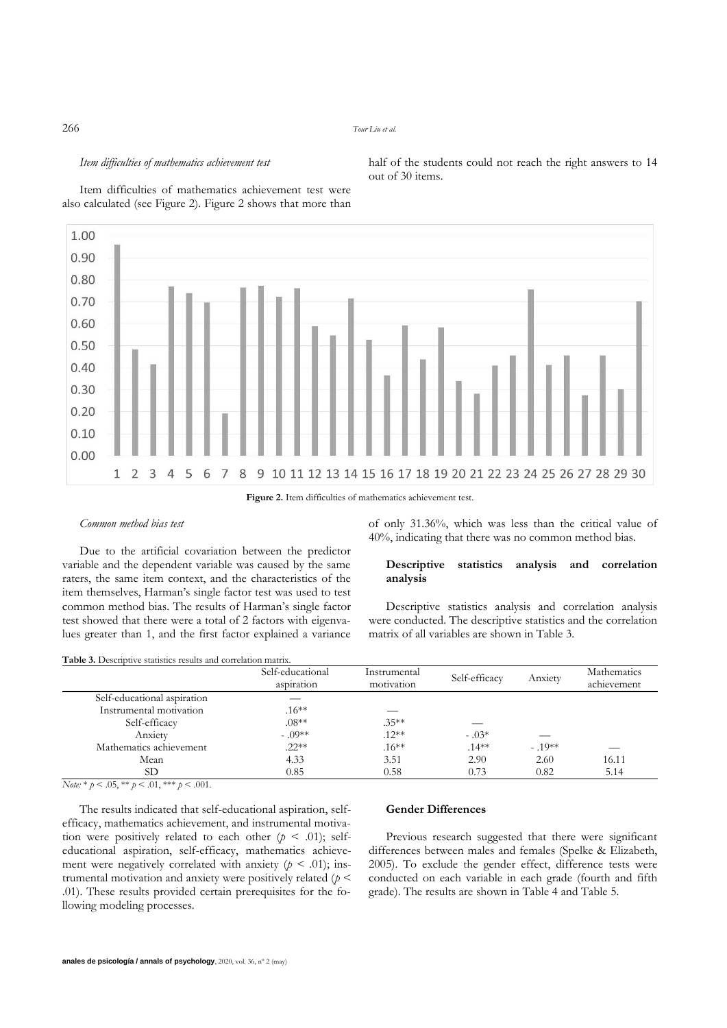### *Item difficulties of mathematics achievement test*

Item difficulties of mathematics achievement test were also calculated (see Figure 2). Figure 2 shows that more than half of the students could not reach the right answers to 14 out of 30 items.

**Figure 2.** Item difficulties of mathematics achievement test.

### *Common method bias test*

Due to the artificial covariation between the predictor variable and the dependent variable was caused by the same raters, the same item context, and the characteristics of the item themselves, Harman's single factor test was used to test common method bias. The results of Harman's single factor test showed that there were a total of 2 factors with eigenvalues greater than 1, and the first factor explained a variance of only 31.36%, which was less than the critical value of 40%, indicating that there was no common method bias.

## **Descriptive statistics analysis and correlation analysis**

Descriptive statistics analysis and correlation analysis were conducted. The descriptive statistics and the correlation matrix of all variables are shown in Table 3.

**Table 3.** Descriptive statistics results and correlation matrix.

| | Self-educational aspiration | Instrumental motivation | Self-efficacy | Anxiety | Mathematics achievement |
|---|---|---|---|---|---|
| Self-educational aspiration | — | | | | |
| Instrumental motivation | .16** | — | | | |
| Self-efficacy | .08** | .35** | — | | |
| Anxiety | - .09** | .12** | - .03* | — | |
| Mathematics achievement | .22** | .16** | .14** | - .19** | — |
| Mean | 4.33 | 3.51 | 2.90 | 2.60 | 16.11 |
| SD | 0.85 | 0.58 | 0.73 | 0.82 | 5.14 |

*Note:* * $p < .05$, ** $p < .01$, *** $p < .001$.

The results indicated that self-educational aspiration, self-efficacy, mathematics achievement, and instrumental motivation were positively related to each other ($p < .01$); self-educational aspiration, self-efficacy, mathematics achievement were negatively correlated with anxiety ($p < .01$); instrumental motivation and anxiety were positively related ($p < .01$). These results provided certain prerequisites for the following modeling processes.

## **Gender Differences**

Previous research suggested that there were significant differences between males and females (Spelke & Elizabeth, 2005). To exclude the gender effect, difference tests were conducted on each variable in each grade (fourth and fifth grade). The results are shown in Table 4 and Table 5.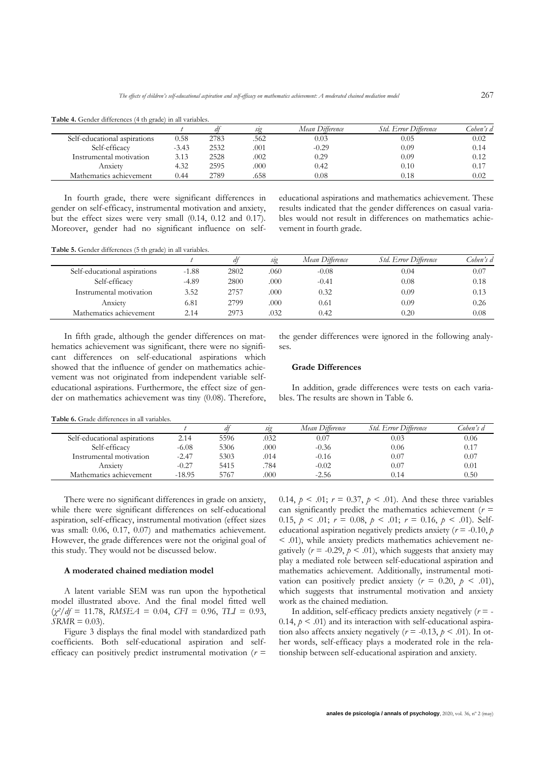**Table 4.** Gender differences (4 th grade) in all variables.

| | *t* | *df* | *sig* | *Mean Difference* | *Std. Error Difference* | *Cohen's d* |
|---|---|---|---|---|---|---|
| Self-educational aspirations | 0.58 | 2783 | .562 | 0.03 | 0.05 | 0.02 |
| Self-efficacy | -3.43 | 2532 | .001 | -0.29 | 0.09 | 0.14 |
| Instrumental motivation | 3.13 | 2528 | .002 | 0.29 | 0.09 | 0.12 |
| Anxiety | 4.32 | 2595 | .000 | 0.42 | 0.10 | 0.17 |
| Mathematics achievement | 0.44 | 2789 | .658 | 0.08 | 0.18 | 0.02 |

In fourth grade, there were significant differences in gender on self-efficacy, instrumental motivation and anxiety, but the effect sizes were very small (0.14, 0.12 and 0.17). Moreover, gender had no significant influence on self-educational aspirations and mathematics achievement. These results indicated that the gender differences on casual variables would not result in differences on mathematics achievement in fourth grade.

**Table 5.** Gender differences (5 th grade) in all variables.

| | *t* | *df* | *sig* | *Mean Difference* | *Std. Error Difference* | *Cohen's d* |
|---|---|---|---|---|---|---|
| Self-educational aspirations | -1.88 | 2802 | .060 | -0.08 | 0.04 | 0.07 |
| Self-efficacy | -4.89 | 2800 | .000 | -0.41 | 0.08 | 0.18 |
| Instrumental motivation | 3.52 | 2757 | .000 | 0.32 | 0.09 | 0.13 |
| Anxiety | 6.81 | 2799 | .000 | 0.61 | 0.09 | 0.26 |
| Mathematics achievement | 2.14 | 2973 | .032 | 0.42 | 0.20 | 0.08 |

In fifth grade, although the gender differences on mathematics achievement was significant, there were no significant differences on self-educational aspirations which showed that the influence of gender on mathematics achievement was not originated from independent variable self-educational aspirations. Furthermore, the effect size of gender on mathematics achievement was tiny (0.08). Therefore, the gender differences were ignored in the following analyses.

#### Grade Differences

In addition, grade differences were tests on each variables. The results are shown in Table 6.

**Table 6.** Grade differences in all variables.

| | *t* | *df* | *sig* | *Mean Difference* | *Std. Error Difference* | *Cohen's d* |
|---|---|---|---|---|---|---|
| Self-educational aspirations | 2.14 | 5596 | .032 | 0.07 | 0.03 | 0.06 |
| Self-efficacy | -6.08 | 5306 | .000 | -0.36 | 0.06 | 0.17 |
| Instrumental motivation | -2.47 | 5303 | .014 | -0.16 | 0.07 | 0.07 |
| Anxiety | -0.27 | 5415 | .784 | -0.02 | 0.07 | 0.01 |
| Mathematics achievement | -18.95 | 5767 | .000 | -2.56 | 0.14 | 0.50 |

There were no significant differences in grade on anxiety, while there were significant differences on self-educational aspiration, self-efficacy, instrumental motivation (effect sizes was small: 0.06, 0.17, 0.07) and mathematics achievement. However, the grade differences were not the original goal of this study. They would not be discussed below.

#### A moderated chained mediation model

A latent variable SEM was run upon the hypothetical model illustrated above. And the final model fitted well ($\chi^2/df$ = 11.78, *RMSEA* = 0.04, *CFI* = 0.96, *TLI* = 0.93, *SRMR* = 0.03).

Figure 3 displays the final model with standardized path coefficients. Both self-educational aspiration and self-efficacy can positively predict instrumental motivation ($r$ = 0.14, $p$ < .01; $r$ = 0.37, $p$ < .01). And these three variables can significantly predict the mathematics achievement ($r$ = 0.15, $p$ < .01; $r$ = 0.08, $p$ < .01; $r$ = 0.16, $p$ < .01). Self-educational aspiration negatively predicts anxiety ($r$ = -0.10, $p$ < .01), while anxiety predicts mathematics achievement negatively ($r$ = -0.29, $p$ < .01), which suggests that anxiety may play a mediated role between self-educational aspiration and mathematics achievement. Additionally, instrumental motivation can positively predict anxiety ($r$ = 0.20, $p$ < .01), which suggests that instrumental motivation and anxiety work as the chained mediation.

In addition, self-efficacy predicts anxiety negatively ($r$ = -0.14, $p$ < .01) and its interaction with self-educational aspiration also affects anxiety negatively ($r$ = -0.13, $p$ < .01). In other words, self-efficacy plays a moderated role in the relationship between self-educational aspiration and anxiety.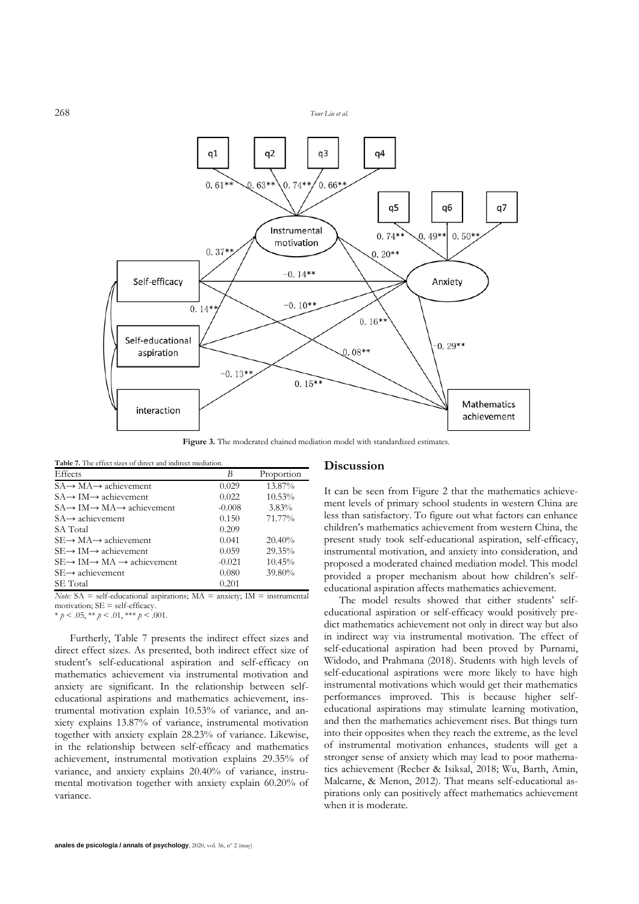**Figure 3.** The moderated chained mediation model with standardized estimates.

**Table 7.** The effect sizes of direct and indirect mediation.

| Effects | *B* | Proportion |
|---|---|---|
| SA→ MA→ achievement | 0.029 | 13.87% |
| SA→ IM→ achievement | 0.022 | 10.53% |
| SA→ IM→ MA→ achievement | -0.008 | 3.83% |
| SA→ achievement | 0.150 | 71.77% |
| SA Total | 0.209 | |
| SE→ MA→ achievement | 0.041 | 20.40% |
| SE→ IM→ achievement | 0.059 | 29.35% |
| SE→ IM→ MA → achievement | -0.021 | 10.45% |
| SE→ achievement | 0.080 | 39.80% |
| SE Total | 0.201 | |

*Note:* SA = self-educational aspirations; MA = anxiety; IM = instrumental motivation; SE = self-efficacy.
* $p < .05$, ** $p < .01$, *** $p < .001$.

Furtherly, Table 7 presents the indirect effect sizes and direct effect sizes. As presented, both indirect effect size of student's self-educational aspiration and self-efficacy on mathematics achievement via instrumental motivation and anxiety are significant. In the relationship between self-educational aspirations and mathematics achievement, instrumental motivation explain 10.53% of variance, and anxiety explains 13.87% of variance, instrumental motivation together with anxiety explain 28.23% of variance. Likewise, in the relationship between self-efficacy and mathematics achievement, instrumental motivation explains 29.35% of variance, and anxiety explains 20.40% of variance, instrumental motivation together with anxiety explain 60.20% of variance.

## Discussion

It can be seen from Figure 2 that the mathematics achievement levels of primary school students in western China are less than satisfactory. To figure out what factors can enhance children's mathematics achievement from western China, the present study took self-educational aspiration, self-efficacy, instrumental motivation, and anxiety into consideration, and proposed a moderated chained mediation model. This model provided a proper mechanism about how children's self-educational aspiration affects mathematics achievement.

The model results showed that either students' self-educational aspiration or self-efficacy would positively predict mathematics achievement not only in direct way but also in indirect way via instrumental motivation. The effect of self-educational aspiration had been proved by Purnami, Widodo, and Prahmana (2018). Students with high levels of self-educational aspirations were more likely to have high instrumental motivations which would get their mathematics performances improved. This is because higher self-educational aspirations may stimulate learning motivation, and then the mathematics achievement rises. But things turn into their opposites when they reach the extreme, as the level of instrumental motivation enhances, students will get a stronger sense of anxiety which may lead to poor mathematics achievement (Recber & Isiksal, 2018; Wu, Barth, Amin, Malcarne, & Menon, 2012). That means self-educational aspirations only can positively affect mathematics achievement when it is moderate.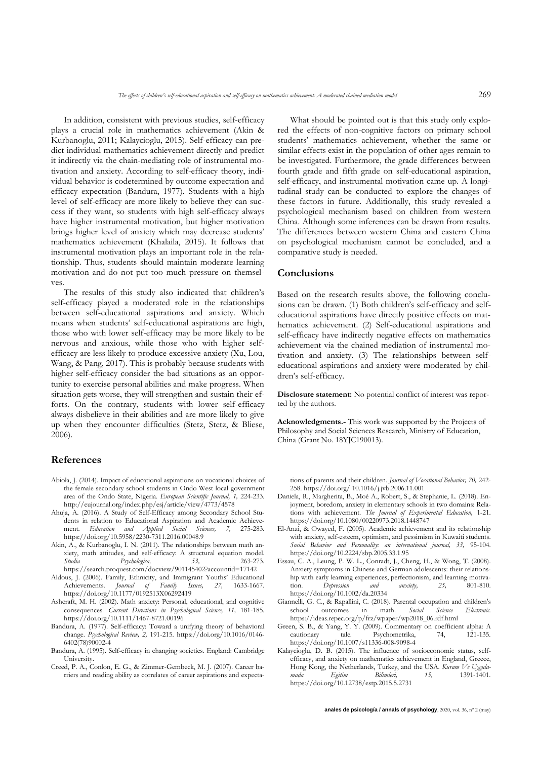In addition, consistent with previous studies, self-efficacy plays a crucial role in mathematics achievement (Akin & Kurbanoglu, 2011; Kalaycioglu, 2015). Self-efficacy can predict individual mathematics achievement directly and predict it indirectly via the chain-mediating role of instrumental motivation and anxiety. According to self-efficacy theory, individual behavior is codetermined by outcome expectation and efficacy expectation (Bandura, 1977). Students with a high level of self-efficacy are more likely to believe they can success if they want, so students with high self-efficacy always have higher instrumental motivation, but higher motivation brings higher level of anxiety which may decrease students' mathematics achievement (Khalaila, 2015). It follows that instrumental motivation plays an important role in the relationship. Thus, students should maintain moderate learning motivation and do not put too much pressure on themselves.

The results of this study also indicated that children's self-efficacy played a moderated role in the relationships between self-educational aspirations and anxiety. Which means when students' self-educational aspirations are high, those who with lower self-efficacy may be more likely to be nervous and anxious, while those who with higher self-efficacy are less likely to produce excessive anxiety (Xu, Lou, Wang, & Pang, 2017). This is probably because students with higher self-efficacy consider the bad situations as an opportunity to exercise personal abilities and make progress. When situation gets worse, they will strengthen and sustain their efforts. On the contrary, students with lower self-efficacy always disbelieve in their abilities and are more likely to give up when they encounter difficulties (Stetz, Stetz, & Bliese, 2006).

What should be pointed out is that this study only explored the effects of non-cognitive factors on primary school students' mathematics achievement, whether the same or similar effects exist in the population of other ages remain to be investigated. Furthermore, the grade differences between fourth grade and fifth grade on self-educational aspiration, self-efficacy, and instrumental motivation came up. A longitudinal study can be conducted to explore the changes of these factors in future. Additionally, this study revealed a psychological mechanism based on children from western China. Although some inferences can be drawn from results. The differences between western China and eastern China on psychological mechanism cannot be concluded, and a comparative study is needed.

## Conclusions

Based on the research results above, the following conclusions can be drawn. (1) Both children's self-efficacy and self-educational aspirations have directly positive effects on mathematics achievement. (2) Self-educational aspirations and self-efficacy have indirectly negative effects on mathematics achievement via the chained mediation of instrumental motivation and anxiety. (3) The relationships between self-educational aspirations and anxiety were moderated by children's self-efficacy.

**Disclosure statement:** No potential conflict of interest was reported by the authors.

**Acknowledgments.-** This work was supported by the Projects of Philosophy and Social Sciences Research, Ministry of Education, China (Grant No. 18YJC190013).

## References

Abiola, J. (2014). Impact of educational aspirations on vocational choices of the female secondary school students in Ondo West local government area of the Ondo State, Nigeria. *European Scientific Journal, 1,* 224-233. http://eujournal.org/index.php/esj/article/view/4773/4578

Ahuja, A. (2016). A Study of Self-Efficacy among Secondary School Students in relation to Educational Aspiration and Academic Achievement. *Education and Applied Social Sciences, 7,* 275-283. https://doi.org/10.5958/2230-7311.2016.00048.9

Akin, A., & Kurbanoglu, I. N. (2011). The relationships between math anxiety, math attitudes, and self-efficacy: A structural equation model. *Studia Psychologica, 53,* 263-273. https://search.proquest.com/docview/901145402?accountid=17142

Aldous, J. (2006). Family, Ethnicity, and Immigrant Youths' Educational Achievements. *Journal of Family Issues, 27,* 1633-1667. https://doi.org/10.1177/0192513X06292419

Ashcraft, M. H. (2002). Math anxiety: Personal, educational, and cognitive consequences. *Current Directions in Psychological Science, 11,* 181-185. https://doi.org/10.1111/1467-8721.00196

Bandura, A. (1977). Self-efficacy: Toward a unifying theory of behavioral change. *Psychological Review, 2,* 191-215. https://doi.org/10.1016/0146-6402(78)90002-4

Bandura, A. (1995). Self-efficacy in changing societies. England: Cambridge University.

Creed, P. A., Conlon, E. G., & Zimmer-Gembeck, M. J. (2007). Career barriers and reading ability as correlates of career aspirations and expectations of parents and their children. *Journal of Vocational Behavior, 70,* 242-258. https://doi.org/ 10.1016/j.jvb.2006.11.001

Daniela, R., Margherita, B., Moè A., Robert, S., & Stephanie, L. (2018). Enjoyment, boredom, anxiety in elementary schools in two domains: Relations with achievement. *The Journal of Experimental Education,* 1-21. https://doi.org/10.1080/00220973.2018.1448747

El-Anzi, & Owayed, F. (2005). Academic achievement and its relationship with anxiety, self-esteem, optimism, and pessimism in Kuwaiti students. *Social Behavior and Personality: an international journal, 33,* 95-104. https://doi.org/10.2224/sbp.2005.33.1.95

Essau, C. A., Leung, P. W. L., Conradt, J., Cheng, H., & Wong, T. (2008). Anxiety symptoms in Chinese and German adolescents: their relationship with early learning experiences, perfectionism, and learning motivation. *Depression and anxiety, 25,* 801-810. https://doi.org/10.1002/da.20334

Giannelli, G. C., & Rapallini, C. (2018). Parental occupation and children's school outcomes in math. *Social Science Electronic.* https://ideas.repec.org/p/frz/wpaper/wp2018_06.rdf.html

Green, S. B., & Yang, Y. Y. (2009). Commentary on coefficient alpha: A cautionary tale. Psychometrika, 74, 121-135. https://doi.org/10.1007/s11336-008-9098-4

Kalaycioglu, D. B. (2015). The influence of socioeconomic status, self-efficacy, and anxiety on mathematics achievement in England, Greece, Hong Kong, the Netherlands, Turkey, and the USA. *Kuram Ve Uygulamada Egitim Bilimleri, 15,* 1391-1401. https://doi.org/10.12738/estp.2015.5.2731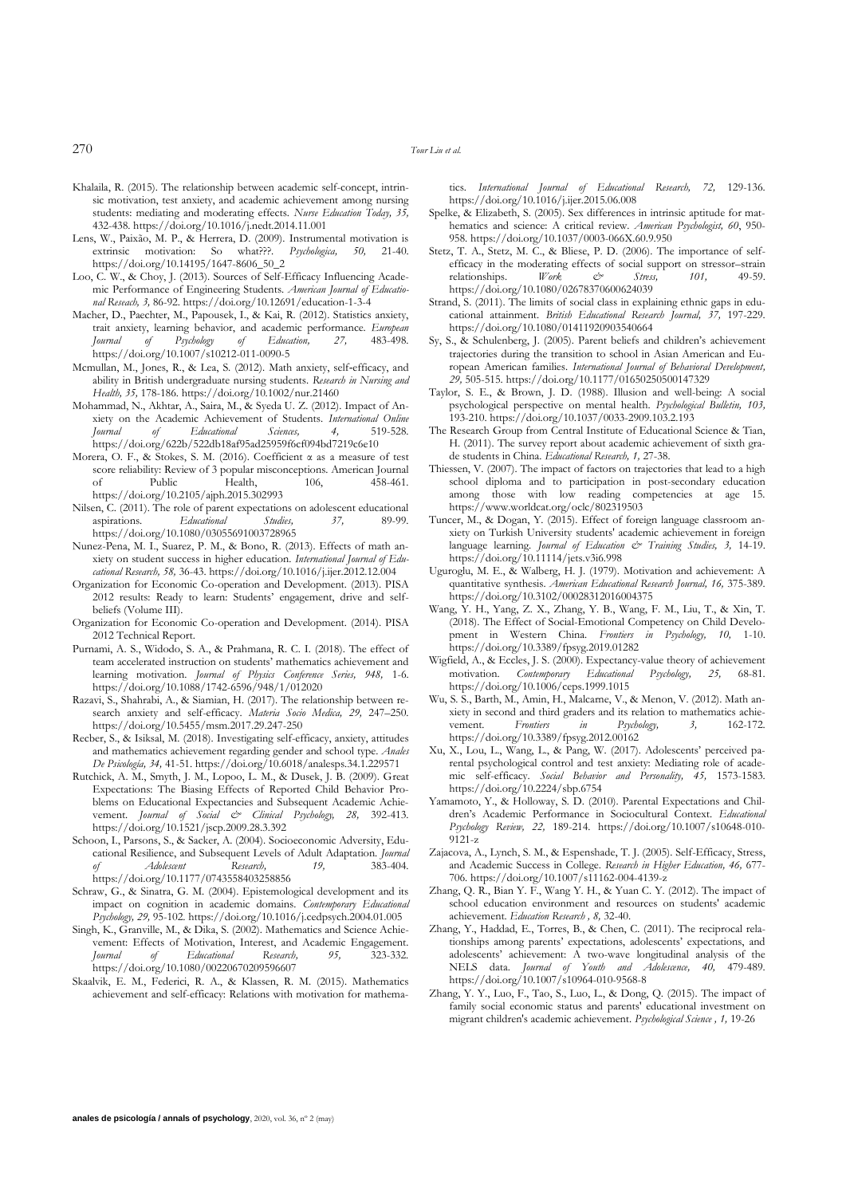Khalaila, R. (2015). The relationship between academic self-concept, intrinsic motivation, test anxiety, and academic achievement among nursing students: mediating and moderating effects. *Nurse Education Today, 35,* 432-438. https://doi.org/10.1016/j.nedt.2014.11.001

Lens, W., Paixão, M. P., & Herrera, D. (2009). Instrumental motivation is extrinsic motivation: So what???. *Psychologica, 50,* 21-40. https://doi.org/10.14195/1647-8606_50_2

Loo, C. W., & Choy, J. (2013). Sources of Self-Efficacy Influencing Academic Performance of Engineering Students. *American Journal of Educational Reseach, 3,* 86-92. https://doi.org/10.12691/education-1-3-4

Macher, D., Paechter, M., Papousek, I., & Kai, R. (2012). Statistics anxiety, trait anxiety, learning behavior, and academic performance. *European Journal of Psychology of Education, 27,* 483-498. https://doi.org/10.1007/s10212-011-0090-5

Mcmullan, M., Jones, R., & Lea, S. (2012). Math anxiety, self-efficacy, and ability in British undergraduate nursing students. *Research in Nursing and Health, 35,* 178-186. https://doi.org/10.1002/nur.21460

Mohammad, N., Akhtar, A., Saira, M., & Syeda U. Z. (2012). Impact of Anxiety on the Academic Achievement of Students. *International Online Journal of Educational Sciences, 4,* 519-528. https://doi.org/622b/522db18af95ad25959f6cf094bd7219c6e10

Morera, O. F., & Stokes, S. M. (2016). Coefficient α as a measure of test score reliability: Review of 3 popular misconceptions. American Journal of Public Health, 106, 458-461. https://doi.org/10.2105/ajph.2015.302993

Nilsen, C. (2011). The role of parent expectations on adolescent educational aspirations. *Educational Studies, 37,* 89-99. https://doi.org/10.1080/03055691003728965

Nunez-Pena, M. I., Suarez, P. M., & Bono, R. (2013). Effects of math anxiety on student success in higher education. *International Journal of Educational Research, 58,* 36-43. https://doi.org/10.1016/j.ijer.2012.12.004

Organization for Economic Co-operation and Development. (2013). PISA 2012 results: Ready to learn: Students' engagement, drive and self-beliefs (Volume III).

Organization for Economic Co-operation and Development. (2014). PISA 2012 Technical Report.

Purnami, A. S., Widodo, S. A., & Prahmana, R. C. I. (2018). The effect of team accelerated instruction on students' mathematics achievement and learning motivation. *Journal of Physics Conference Series, 948,* 1-6. https://doi.org/10.1088/1742-6596/948/1/012020

Razavi, S., Shahrabi, A., & Siamian, H. (2017). The relationship between research anxiety and self-efficacy. *Materia Socio Medica, 29,* 247–250. https://doi.org/10.5455/msm.2017.29.247-250

Recber, S., & Isiksal, M. (2018). Investigating self-efficacy, anxiety, attitudes and mathematics achievement regarding gender and school type. *Anales De Psicología, 34,* 41-51. https://doi.org/10.6018/analesps.34.1.229571

Rutchick, A. M., Smyth, J. M., Lopoo, L. M., & Dusek, J. B. (2009). Great Expectations: The Biasing Effects of Reported Child Behavior Problems on Educational Expectancies and Subsequent Academic Achievement. *Journal of Social & Clinical Psychology, 28,* 392-413. https://doi.org/10.1521/jscp.2009.28.3.392

Schoon, I., Parsons, S., & Sacker, A. (2004). Socioeconomic Adversity, Educational Resilience, and Subsequent Levels of Adult Adaptation. *Journal of Adolescent Research, 19,* 383-404. https://doi.org/10.1177/0743558403258856

Schraw, G., & Sinatra, G. M. (2004). Epistemological development and its impact on cognition in academic domains. *Contemporary Educational Psychology, 29,* 95-102. https://doi.org/10.1016/j.cedpsych.2004.01.005

Singh, K., Granville, M., & Dika, S. (2002). Mathematics and Science Achievement: Effects of Motivation, Interest, and Academic Engagement. *Journal of Educational Research, 95,* 323-332. https://doi.org/10.1080/00220670209596607

Skaalvik, E. M., Federici, R. A., & Klassen, R. M. (2015). Mathematics achievement and self-efficacy: Relations with motivation for mathematics. *International Journal of Educational Research, 72,* 129-136. https://doi.org/10.1016/j.ijer.2015.06.008

Spelke, & Elizabeth, S. (2005). Sex differences in intrinsic aptitude for mathematics and science: A critical review. *American Psychologist, 60*, 950-958. https://doi.org/10.1037/0003-066X.60.9.950

Stetz, T. A., Stetz, M. C., & Bliese, P. D. (2006). The importance of self-efficacy in the moderating effects of social support on stressor–strain relationships. *Work & Stress, 101,* 49-59. https://doi.org/10.1080/02678370600624039

Strand, S. (2011). The limits of social class in explaining ethnic gaps in educational attainment. *British Educational Research Journal, 37,* 197-229. https://doi.org/10.1080/01411920903540664

Sy, S., & Schulenberg, J. (2005). Parent beliefs and children's achievement trajectories during the transition to school in Asian American and European American families. *International Journal of Behavioral Development, 29,* 505-515. https://doi.org/10.1177/01650250500147329

Taylor, S. E., & Brown, J. D. (1988). Illusion and well-being: A social psychological perspective on mental health. *Psychological Bulletin, 103,* 193-210. https://doi.org/10.1037/0033-2909.103.2.193

The Research Group from Central Institute of Educational Science & Tian, H. (2011). The survey report about academic achievement of sixth grade students in China. *Educational Research, 1,* 27-38.

Thiessen, V. (2007). The impact of factors on trajectories that lead to a high school diploma and to participation in post-secondary education among those with low reading competencies at age 15. https://www.worldcat.org/oclc/802319503

Tuncer, M., & Dogan, Y. (2015). Effect of foreign language classroom anxiety on Turkish University students' academic achievement in foreign language learning. *Journal of Education & Training Studies, 3,* 14-19. https://doi.org/10.11114/jets.v3i6.998

Uguroglu, M. E., & Walberg, H. J. (1979). Motivation and achievement: A quantitative synthesis. *American Educational Research Journal, 16,* 375-389. https://doi.org/10.3102/00028312016004375

Wang, Y. H., Yang, Z. X., Zhang, Y. B., Wang, F. M., Liu, T., & Xin, T. (2018). The Effect of Social-Emotional Competency on Child Development in Western China. *Frontiers in Psychology, 10,* 1-10. https://doi.org/10.3389/fpsyg.2019.01282

Wigfield, A., & Eccles, J. S. (2000). Expectancy-value theory of achievement motivation. *Contemporary Educational Psychology, 25,* 68-81. https://doi.org/10.1006/ceps.1999.1015

Wu, S. S., Barth, M., Amin, H., Malcarne, V., & Menon, V. (2012). Math anxiety in second and third graders and its relation to mathematics achievement. *Frontiers in Psychology, 3,* 162-172. https://doi.org/10.3389/fpsyg.2012.00162

Xu, X., Lou, L., Wang, L., & Pang, W. (2017). Adolescents' perceived parental psychological control and test anxiety: Mediating role of academic self-efficacy. *Social Behavior and Personality, 45,* 1573-1583. https://doi.org/10.2224/sbp.6754

Yamamoto, Y., & Holloway, S. D. (2010). Parental Expectations and Children's Academic Performance in Sociocultural Context. *Educational Psychology Review, 22,* 189-214. https://doi.org/10.1007/s10648-010-9121-z

Zajacova, A., Lynch, S. M., & Espenshade, T. J. (2005). Self-Efficacy, Stress, and Academic Success in College. *Research in Higher Education, 46,* 677-706. https://doi.org/10.1007/s11162-004-4139-z

Zhang, Q. R., Bian Y. F., Wang Y. H., & Yuan C. Y. (2012). The impact of school education environment and resources on students' academic achievement. *Education Research , 8,* 32-40.

Zhang, Y., Haddad, E., Torres, B., & Chen, C. (2011). The reciprocal relationships among parents' expectations, adolescents' expectations, and adolescents' achievement: A two-wave longitudinal analysis of the NELS data. *Journal of Youth and Adolescence, 40,* 479-489. https://doi.org/10.1007/s10964-010-9568-8

Zhang, Y. Y., Luo, F., Tao, S., Luo, L., & Dong, Q. (2015). The impact of family social economic status and parents' educational investment on migrant children's academic achievement. *Psychological Science , 1,* 19-26